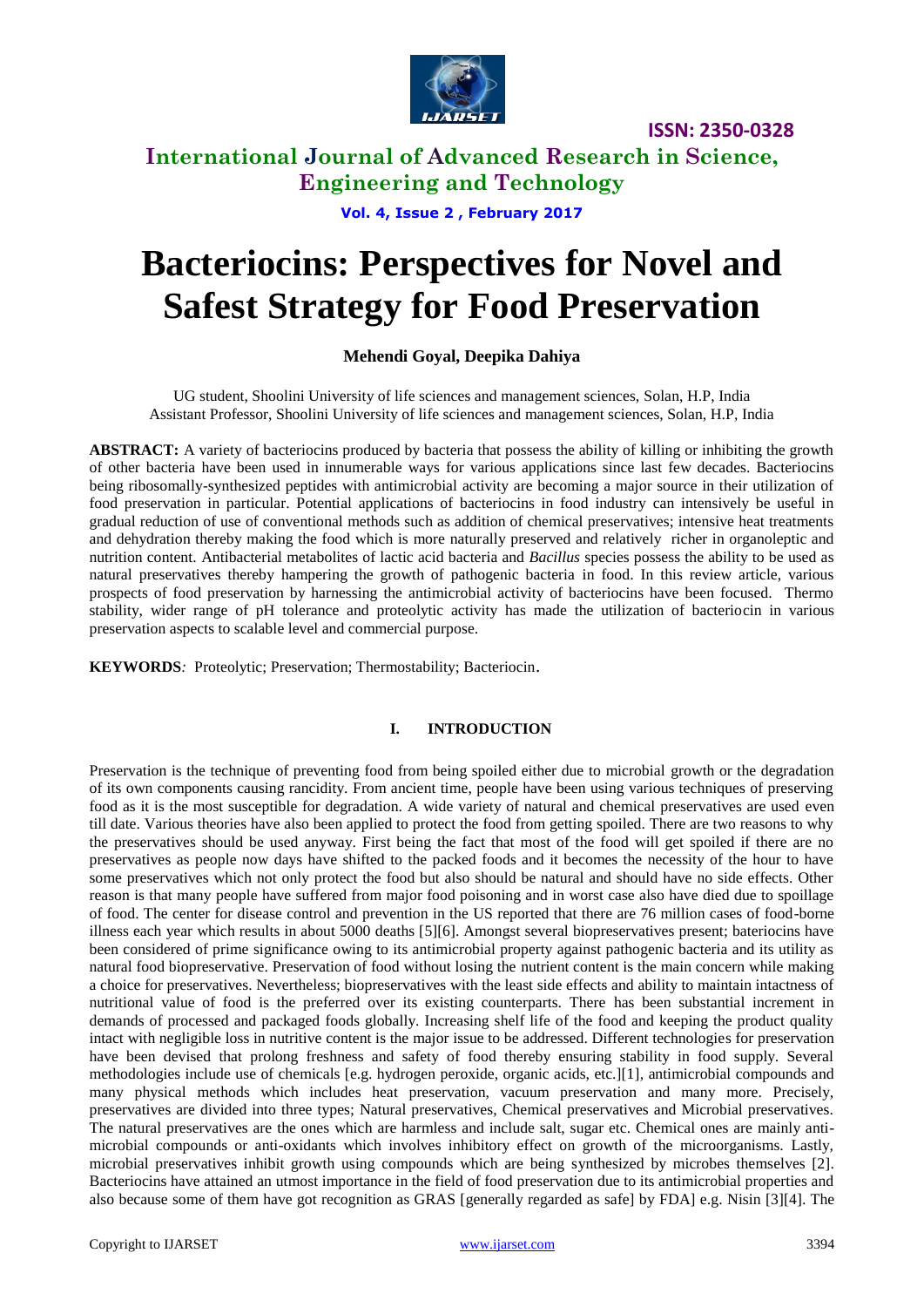# Bacteriocins: Perspectives for Novel and Safest Strategy for Food Preservation

**Mehendi Goyal, Deepika Dahiya**

UG student, Shoolini University of life sciences and management sciences, Solan, H.P, India
Assistant Professor, Shoolini University of life sciences and management sciences, Solan, H.P, India

**ABSTRACT:** A variety of bacteriocins produced by bacteria that possess the ability of killing or inhibiting the growth of other bacteria have been used in innumerable ways for various applications since last few decades. Bacteriocins being ribosomally-synthesized peptides with antimicrobial activity are becoming a major source in their utilization of food preservation in particular. Potential applications of bacteriocins in food industry can intensively be useful in gradual reduction of use of conventional methods such as addition of chemical preservatives; intensive heat treatments and dehydration thereby making the food which is more naturally preserved and relatively richer in organoleptic and nutrition content. Antibacterial metabolites of lactic acid bacteria and *Bacillus* species possess the ability to be used as natural preservatives thereby hampering the growth of pathogenic bacteria in food. In this review article, various prospects of food preservation by harnessing the antimicrobial activity of bacteriocins have been focused. Thermo stability, wider range of pH tolerance and proteolytic activity has made the utilization of bacteriocin in various preservation aspects to scalable level and commercial purpose.

**KEYWORDS***:* Proteolytic; Preservation; Thermostability; Bacteriocin.

## I. INTRODUCTION

Preservation is the technique of preventing food from being spoiled either due to microbial growth or the degradation of its own components causing rancidity. From ancient time, people have been using various techniques of preserving food as it is the most susceptible for degradation. A wide variety of natural and chemical preservatives are used even till date. Various theories have also been applied to protect the food from getting spoiled. There are two reasons to why the preservatives should be used anyway. First being the fact that most of the food will get spoiled if there are no preservatives as people now days have shifted to the packed foods and it becomes the necessity of the hour to have some preservatives which not only protect the food but also should be natural and should have no side effects. Other reason is that many people have suffered from major food poisoning and in worst case also have died due to spoillage of food. The center for disease control and prevention in the US reported that there are 76 million cases of food-borne illness each year which results in about 5000 deaths [5][6]. Amongst several biopreservatives present; bateriocins have been considered of prime significance owing to its antimicrobial property against pathogenic bacteria and its utility as natural food biopreservative. Preservation of food without losing the nutrient content is the main concern while making a choice for preservatives. Nevertheless; biopreservatives with the least side effects and ability to maintain intactness of nutritional value of food is the preferred over its existing counterparts. There has been substantial increment in demands of processed and packaged foods globally. Increasing shelf life of the food and keeping the product quality intact with negligible loss in nutritive content is the major issue to be addressed. Different technologies for preservation have been devised that prolong freshness and safety of food thereby ensuring stability in food supply. Several methodologies include use of chemicals [e.g. hydrogen peroxide, organic acids, etc.][1], antimicrobial compounds and many physical methods which includes heat preservation, vacuum preservation and many more. Precisely, preservatives are divided into three types; Natural preservatives, Chemical preservatives and Microbial preservatives. The natural preservatives are the ones which are harmless and include salt, sugar etc. Chemical ones are mainly anti-microbial compounds or anti-oxidants which involves inhibitory effect on growth of the microorganisms. Lastly, microbial preservatives inhibit growth using compounds which are being synthesized by microbes themselves [2]. Bacteriocins have attained an utmost importance in the field of food preservation due to its antimicrobial properties and also because some of them have got recognition as GRAS [generally regarded as safe] by FDA] e.g. Nisin [3][4]. The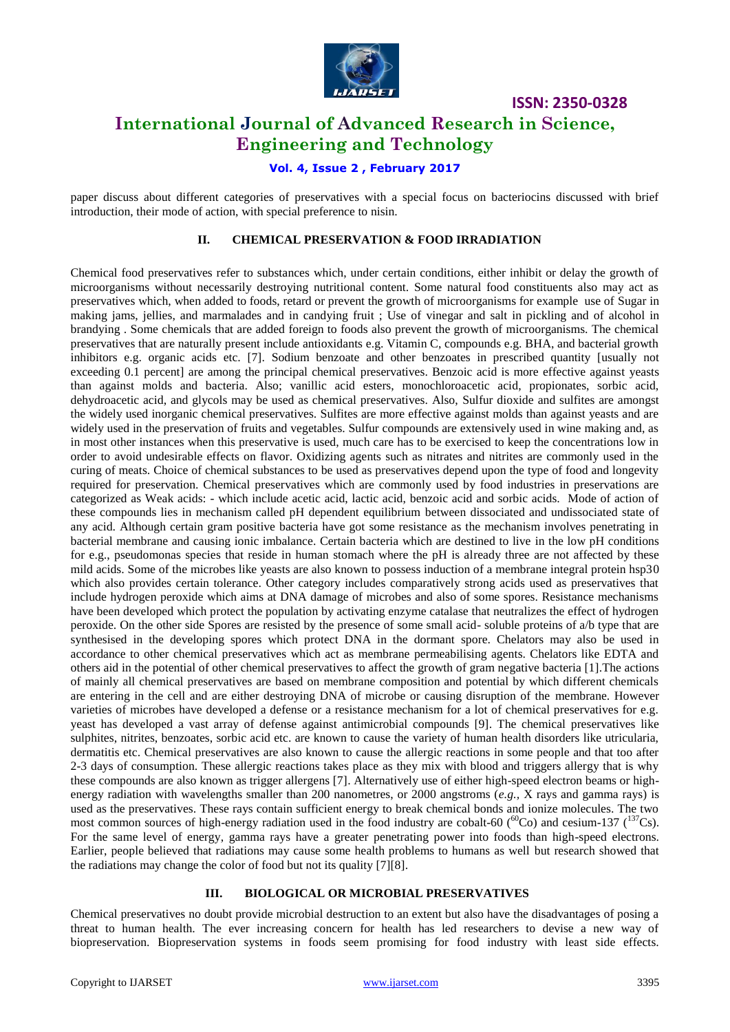paper discuss about different categories of preservatives with a special focus on bacteriocins discussed with brief introduction, their mode of action, with special preference to nisin.

## II. CHEMICAL PRESERVATION & FOOD IRRADIATION

Chemical food preservatives refer to substances which, under certain conditions, either inhibit or delay the growth of microorganisms without necessarily destroying nutritional content. Some natural food constituents also may act as preservatives which, when added to foods, retard or prevent the growth of microorganisms for example use of Sugar in making jams, jellies, and marmalades and in candying fruit ; Use of vinegar and salt in pickling and of alcohol in brandying . Some chemicals that are added foreign to foods also prevent the growth of microorganisms. The chemical preservatives that are naturally present include antioxidants e.g. Vitamin C, compounds e.g. BHA, and bacterial growth inhibitors e.g. organic acids etc. [7]. Sodium benzoate and other benzoates in prescribed quantity [usually not exceeding 0.1 percent] are among the principal chemical preservatives. Benzoic acid is more effective against yeasts than against molds and bacteria. Also; vanillic acid esters, monochloroacetic acid, propionates, sorbic acid, dehydroacetic acid, and glycols may be used as chemical preservatives. Also, Sulfur dioxide and sulfites are amongst the widely used inorganic chemical preservatives. Sulfites are more effective against molds than against yeasts and are widely used in the preservation of fruits and vegetables. Sulfur compounds are extensively used in wine making and, as in most other instances when this preservative is used, much care has to be exercised to keep the concentrations low in order to avoid undesirable effects on flavor. Oxidizing agents such as nitrates and nitrites are commonly used in the curing of meats. Choice of chemical substances to be used as preservatives depend upon the type of food and longevity required for preservation. Chemical preservatives which are commonly used by food industries in preservations are categorized as Weak acids: - which include acetic acid, lactic acid, benzoic acid and sorbic acids. Mode of action of these compounds lies in mechanism called pH dependent equilibrium between dissociated and undissociated state of any acid. Although certain gram positive bacteria have got some resistance as the mechanism involves penetrating in bacterial membrane and causing ionic imbalance. Certain bacteria which are destined to live in the low pH conditions for e.g., pseudomonas species that reside in human stomach where the pH is already three are not affected by these mild acids. Some of the microbes like yeasts are also known to possess induction of a membrane integral protein hsp30 which also provides certain tolerance. Other category includes comparatively strong acids used as preservatives that include hydrogen peroxide which aims at DNA damage of microbes and also of some spores. Resistance mechanisms have been developed which protect the population by activating enzyme catalase that neutralizes the effect of hydrogen peroxide. On the other side Spores are resisted by the presence of some small acid- soluble proteins of a/b type that are synthesised in the developing spores which protect DNA in the dormant spore. Chelators may also be used in accordance to other chemical preservatives which act as membrane permeabilising agents. Chelators like EDTA and others aid in the potential of other chemical preservatives to affect the growth of gram negative bacteria [1].The actions of mainly all chemical preservatives are based on membrane composition and potential by which different chemicals are entering in the cell and are either destroying DNA of microbe or causing disruption of the membrane. However varieties of microbes have developed a defense or a resistance mechanism for a lot of chemical preservatives for e.g. yeast has developed a vast array of defense against antimicrobial compounds [9]. The chemical preservatives like sulphites, nitrites, benzoates, sorbic acid etc. are known to cause the variety of human health disorders like utricularia, dermatitis etc. Chemical preservatives are also known to cause the allergic reactions in some people and that too after 2-3 days of consumption. These allergic reactions takes place as they mix with blood and triggers allergy that is why these compounds are also known as trigger allergens [7]. Alternatively use of either high-speed electron beams or high-energy radiation with wavelengths smaller than 200 nanometres, or 2000 angstroms (*e.g.,* X rays and gamma rays) is used as the preservatives. These rays contain sufficient energy to break chemical bonds and ionize molecules. The two most common sources of high-energy radiation used in the food industry are cobalt-60 ($^{60}Co$) and cesium-137 ($^{137}Cs$). For the same level of energy, gamma rays have a greater penetrating power into foods than high-speed electrons. Earlier, people believed that radiations may cause some health problems to humans as well but research showed that the radiations may change the color of food but not its quality [7][8].

## III. BIOLOGICAL OR MICROBIAL PRESERVATIVES

Chemical preservatives no doubt provide microbial destruction to an extent but also have the disadvantages of posing a threat to human health. The ever increasing concern for health has led researchers to devise a new way of biopreservation. Biopreservation systems in foods seem promising for food industry with least side effects.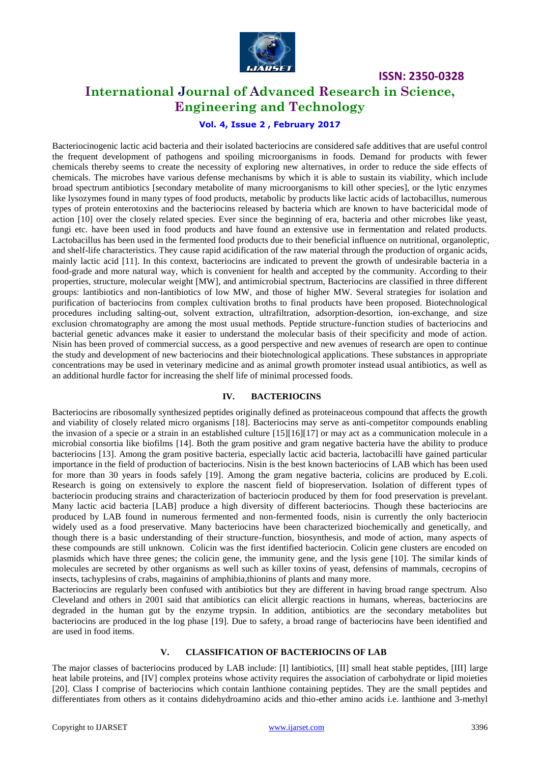Bacteriocinogenic lactic acid bacteria and their isolated bacteriocins are considered safe additives that are useful control the frequent development of pathogens and spoiling microorganisms in foods. Demand for products with fewer chemicals thereby seems to create the necessity of exploring new alternatives, in order to reduce the side effects of chemicals. The microbes have various defense mechanisms by which it is able to sustain its viability, which include broad spectrum antibiotics [secondary metabolite of many microorganisms to kill other species], or the lytic enzymes like lysozymes found in many types of food products, metabolic by products like lactic acids of lactobacillus, numerous types of protein enterotoxins and the bacteriocins released by bacteria which are known to have bactericidal mode of action [10] over the closely related species. Ever since the beginning of era, bacteria and other microbes like yeast, fungi etc. have been used in food products and have found an extensive use in fermentation and related products. Lactobacillus has been used in the fermented food products due to their beneficial influence on nutritional, organoleptic, and shelf-life characteristics. They cause rapid acidification of the raw material through the production of organic acids, mainly lactic acid [11]. In this context, bacteriocins are indicated to prevent the growth of undesirable bacteria in a food-grade and more natural way, which is convenient for health and accepted by the community. According to their properties, structure, molecular weight [MW], and antimicrobial spectrum, Bacteriocins are classified in three different groups: lantibiotics and non-lantibiotics of low MW, and those of higher MW. Several strategies for isolation and purification of bacteriocins from complex cultivation broths to final products have been proposed. Biotechnological procedures including salting-out, solvent extraction, ultrafiltration, adsorption-desortion, ion-exchange, and size exclusion chromatography are among the most usual methods. Peptide structure-function studies of bacteriocins and bacterial genetic advances make it easier to understand the molecular basis of their specificity and mode of action. Nisin has been proved of commercial success, as a good perspective and new avenues of research are open to continue the study and development of new bacteriocins and their biotechnological applications. These substances in appropriate concentrations may be used in veterinary medicine and as animal growth promoter instead usual antibiotics, as well as an additional hurdle factor for increasing the shelf life of minimal processed foods.

## IV. BACTERIOCINS

Bacteriocins are ribosomally synthesized peptides originally defined as proteinaceous compound that affects the growth and viability of closely related micro organisms [18]. Bacteriocins may serve as anti-competitor compounds enabling the invasion of a specie or a strain in an established culture [15][16][17] or may act as a communication molecule in a microbial consortia like biofilms [14]. Both the gram positive and gram negative bacteria have the ability to produce bacteriocins [13]. Among the gram positive bacteria, especially lactic acid bacteria, lactobacilli have gained particular importance in the field of production of bacteriocins. Nisin is the best known bacteriocins of LAB which has been used for more than 30 years in foods safely [19]. Among the gram negative bacteria, colicins are produced by E.coli. Research is going on extensively to explore the nascent field of biopreservation. Isolation of different types of bacteriocin producing strains and characterization of bacteriocin produced by them for food preservation is prevelant. Many lactic acid bacteria [LAB] produce a high diversity of different bacteriocins. Though these bacteriocins are produced by LAB found in numerous fermented and non-fermented foods, nisin is currently the only bacteriocin widely used as a food preservative. Many bacteriocins have been characterized biochemically and genetically, and though there is a basic understanding of their structure-function, biosynthesis, and mode of action, many aspects of these compounds are still unknown. Colicin was the first identified bacteriocin. Colicin gene clusters are encoded on plasmids which have three genes; the colicin gene, the immunity gene, and the lysis gene [10]. The similar kinds of molecules are secreted by other organisms as well such as killer toxins of yeast, defensins of mammals, cecropins of insects, tachyplesins of crabs, magainins of amphibia,thionins of plants and many more.

Bacteriocins are regularly been confused with antibiotics but they are different in having broad range spectrum. Also Cleveland and others in 2001 said that antibiotics can elicit allergic reactions in humans, whereas, bacteriocins are degraded in the human gut by the enzyme trypsin. In addition, antibiotics are the secondary metabolites but bacteriocins are produced in the log phase [19]. Due to safety, a broad range of bacteriocins have been identified and are used in food items.

## V. CLASSIFICATION OF BACTERIOCINS OF LAB

The major classes of bacteriocins produced by LAB include: [I] lantibiotics, [II] small heat stable peptides, [III] large heat labile proteins, and [IV] complex proteins whose activity requires the association of carbohydrate or lipid moieties [20]. Class I comprise of bacteriocins which contain lanthione containing peptides. They are the small peptides and differentiates from others as it contains didehydroamino acids and thio-ether amino acids i.e. lanthione and 3-methyl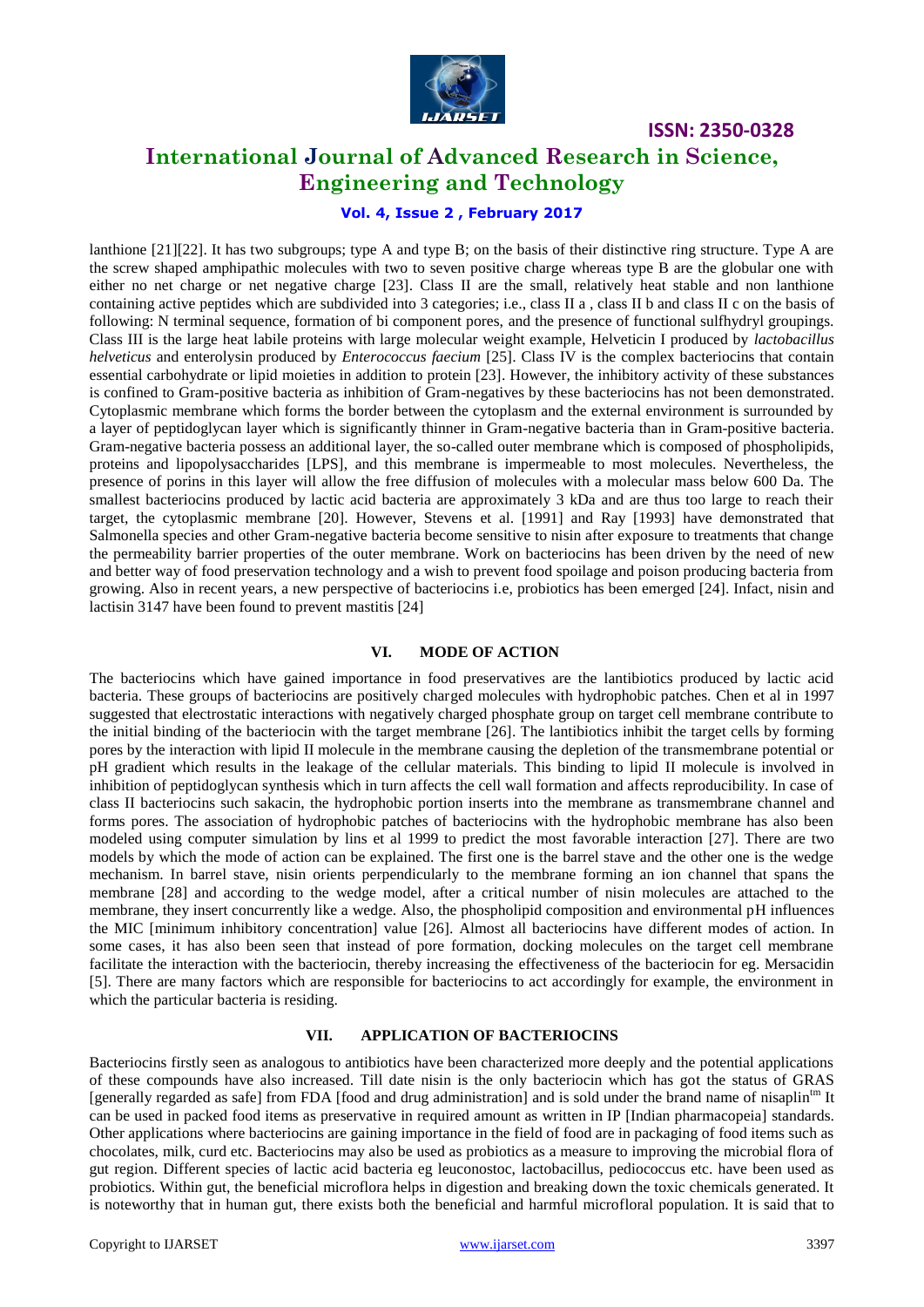lanthione [21][22]. It has two subgroups; type A and type B; on the basis of their distinctive ring structure. Type A are the screw shaped amphipathic molecules with two to seven positive charge whereas type B are the globular one with either no net charge or net negative charge [23]. Class II are the small, relatively heat stable and non lanthione containing active peptides which are subdivided into 3 categories; i.e., class II a , class II b and class II c on the basis of following: N terminal sequence, formation of bi component pores, and the presence of functional sulfhydryl groupings. Class III is the large heat labile proteins with large molecular weight example, Helveticin I produced by *lactobacillus helveticus* and enterolysin produced by *Enterococcus faecium* [25]. Class IV is the complex bacteriocins that contain essential carbohydrate or lipid moieties in addition to protein [23]. However, the inhibitory activity of these substances is confined to Gram-positive bacteria as inhibition of Gram-negatives by these bacteriocins has not been demonstrated. Cytoplasmic membrane which forms the border between the cytoplasm and the external environment is surrounded by a layer of peptidoglycan layer which is significantly thinner in Gram-negative bacteria than in Gram-positive bacteria. Gram-negative bacteria possess an additional layer, the so-called outer membrane which is composed of phospholipids, proteins and lipopolysaccharides [LPS], and this membrane is impermeable to most molecules. Nevertheless, the presence of porins in this layer will allow the free diffusion of molecules with a molecular mass below 600 Da. The smallest bacteriocins produced by lactic acid bacteria are approximately 3 kDa and are thus too large to reach their target, the cytoplasmic membrane [20]. However, Stevens et al. [1991] and Ray [1993] have demonstrated that Salmonella species and other Gram-negative bacteria become sensitive to nisin after exposure to treatments that change the permeability barrier properties of the outer membrane. Work on bacteriocins has been driven by the need of new and better way of food preservation technology and a wish to prevent food spoilage and poison producing bacteria from growing. Also in recent years, a new perspective of bacteriocins i.e, probiotics has been emerged [24]. Infact, nisin and lactisin 3147 have been found to prevent mastitis [24]

## VI. MODE OF ACTION

The bacteriocins which have gained importance in food preservatives are the lantibiotics produced by lactic acid bacteria. These groups of bacteriocins are positively charged molecules with hydrophobic patches. Chen et al in 1997 suggested that electrostatic interactions with negatively charged phosphate group on target cell membrane contribute to the initial binding of the bacteriocin with the target membrane [26]. The lantibiotics inhibit the target cells by forming pores by the interaction with lipid II molecule in the membrane causing the depletion of the transmembrane potential or pH gradient which results in the leakage of the cellular materials. This binding to lipid II molecule is involved in inhibition of peptidoglycan synthesis which in turn affects the cell wall formation and affects reproducibility. In case of class II bacteriocins such sakacin, the hydrophobic portion inserts into the membrane as transmembrane channel and forms pores. The association of hydrophobic patches of bacteriocins with the hydrophobic membrane has also been modeled using computer simulation by lins et al 1999 to predict the most favorable interaction [27]. There are two models by which the mode of action can be explained. The first one is the barrel stave and the other one is the wedge mechanism. In barrel stave, nisin orients perpendicularly to the membrane forming an ion channel that spans the membrane [28] and according to the wedge model, after a critical number of nisin molecules are attached to the membrane, they insert concurrently like a wedge. Also, the phospholipid composition and environmental pH influences the MIC [minimum inhibitory concentration] value [26]. Almost all bacteriocins have different modes of action. In some cases, it has also been seen that instead of pore formation, docking molecules on the target cell membrane facilitate the interaction with the bacteriocin, thereby increasing the effectiveness of the bacteriocin for eg. Mersacidin [5]. There are many factors which are responsible for bacteriocins to act accordingly for example, the environment in which the particular bacteria is residing.

## VII. APPLICATION OF BACTERIOCINS

Bacteriocins firstly seen as analogous to antibiotics have been characterized more deeply and the potential applications of these compounds have also increased. Till date nisin is the only bacteriocin which has got the status of GRAS [generally regarded as safe] from FDA [food and drug administration] and is sold under the brand name of nisaplin™ It can be used in packed food items as preservative in required amount as written in IP [Indian pharmacopeia] standards. Other applications where bacteriocins are gaining importance in the field of food are in packaging of food items such as chocolates, milk, curd etc. Bacteriocins may also be used as probiotics as a measure to improving the microbial flora of gut region. Different species of lactic acid bacteria eg leuconostoc, lactobacillus, pediococcus etc. have been used as probiotics. Within gut, the beneficial microflora helps in digestion and breaking down the toxic chemicals generated. It is noteworthy that in human gut, there exists both the beneficial and harmful microfloral population. It is said that to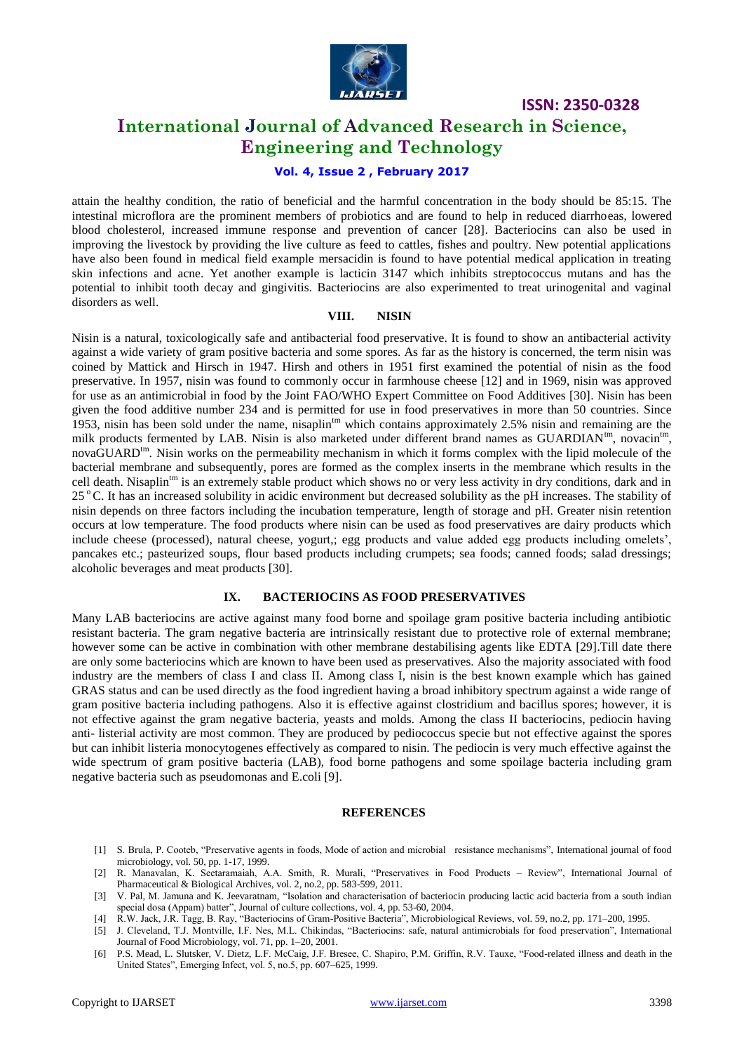attain the healthy condition, the ratio of beneficial and the harmful concentration in the body should be 85:15. The intestinal microflora are the prominent members of probiotics and are found to help in reduced diarrhoeas, lowered blood cholesterol, increased immune response and prevention of cancer [28]. Bacteriocins can also be used in improving the livestock by providing the live culture as feed to cattles, fishes and poultry. New potential applications have also been found in medical field example mersacidin is found to have potential medical application in treating skin infections and acne. Yet another example is lacticin 3147 which inhibits streptococcus mutans and has the potential to inhibit tooth decay and gingivitis. Bacteriocins are also experimented to treat urinogenital and vaginal disorders as well.

## VIII. NISIN

Nisin is a natural, toxicologically safe and antibacterial food preservative. It is found to show an antibacterial activity against a wide variety of gram positive bacteria and some spores. As far as the history is concerned, the term nisin was coined by Mattick and Hirsch in 1947. Hirsh and others in 1951 first examined the potential of nisin as the food preservative. In 1957, nisin was found to commonly occur in farmhouse cheese [12] and in 1969, nisin was approved for use as an antimicrobial in food by the Joint FAO/WHO Expert Committee on Food Additives [30]. Nisin has been given the food additive number 234 and is permitted for use in food preservatives in more than 50 countries. Since 1953, nisin has been sold under the name, nisaplin$^{tm}$ which contains approximately 2.5% nisin and remaining are the milk products fermented by LAB. Nisin is also marketed under different brand names as GUARDIAN$^{tm}$, novacin$^{tm}$, novaGUARD$^{tm}$. Nisin works on the permeability mechanism in which it forms complex with the lipid molecule of the bacterial membrane and subsequently, pores are formed as the complex inserts in the membrane which results in the cell death. Nisaplin$^{tm}$ is an extremely stable product which shows no or very less activity in dry conditions, dark and in 25 $^{o}$C. It has an increased solubility in acidic environment but decreased solubility as the pH increases. The stability of nisin depends on three factors including the incubation temperature, length of storage and pH. Greater nisin retention occurs at low temperature. The food products where nisin can be used as food preservatives are dairy products which include cheese (processed), natural cheese, yogurt,; egg products and value added egg products including omelets', pancakes etc.; pasteurized soups, flour based products including crumpets; sea foods; canned foods; salad dressings; alcoholic beverages and meat products [30].

## IX. BACTERIOCINS AS FOOD PRESERVATIVES

Many LAB bacteriocins are active against many food borne and spoilage gram positive bacteria including antibiotic resistant bacteria. The gram negative bacteria are intrinsically resistant due to protective role of external membrane; however some can be active in combination with other membrane destabilising agents like EDTA [29].Till date there are only some bacteriocins which are known to have been used as preservatives. Also the majority associated with food industry are the members of class I and class II. Among class I, nisin is the best known example which has gained GRAS status and can be used directly as the food ingredient having a broad inhibitory spectrum against a wide range of gram positive bacteria including pathogens. Also it is effective against clostridium and bacillus spores; however, it is not effective against the gram negative bacteria, yeasts and molds. Among the class II bacteriocins, pediocin having anti- listerial activity are most common. They are produced by pediococcus specie but not effective against the spores but can inhibit listeria monocytogenes effectively as compared to nisin. The pediocin is very much effective against the wide spectrum of gram positive bacteria (LAB), food borne pathogens and some spoilage bacteria including gram negative bacteria such as pseudomonas and E.coli [9].

## REFERENCES

[1] S. Brula, P. Cooteb, "Preservative agents in foods, Mode of action and microbial resistance mechanisms", International journal of food microbiology, vol. 50, pp. 1-17, 1999.

[2] R. Manavalan, K. Seetaramaiah, A.A. Smith, R. Murali, "Preservatives in Food Products – Review", International Journal of Pharmaceutical & Biological Archives, vol. 2, no.2, pp. 583-599, 2011.

[3] V. Pal, M. Jamuna and K. Jeevaratnam, "Isolation and characterisation of bacteriocin producing lactic acid bacteria from a south indian special dosa (Appam) batter", Journal of culture collections, vol. 4, pp. 53-60, 2004.

[4] R.W. Jack, J.R. Tagg, B. Ray, "Bacteriocins of Gram-Positive Bacteria", Microbiological Reviews, vol. 59, no.2, pp. 171–200, 1995.

[5] J. Cleveland, T.J. Montville, I.F. Nes, M.L. Chikindas, "Bacteriocins: safe, natural antimicrobials for food preservation", International Journal of Food Microbiology, vol. 71, pp. 1–20, 2001.

[6] P.S. Mead, L. Slutsker, V. Dietz, L.F. McCaig, J.F. Bresee, C. Shapiro, P.M. Griffin, R.V. Tauxe, "Food-related illness and death in the United States", Emerging Infect, vol. 5, no.5, pp. 607–625, 1999.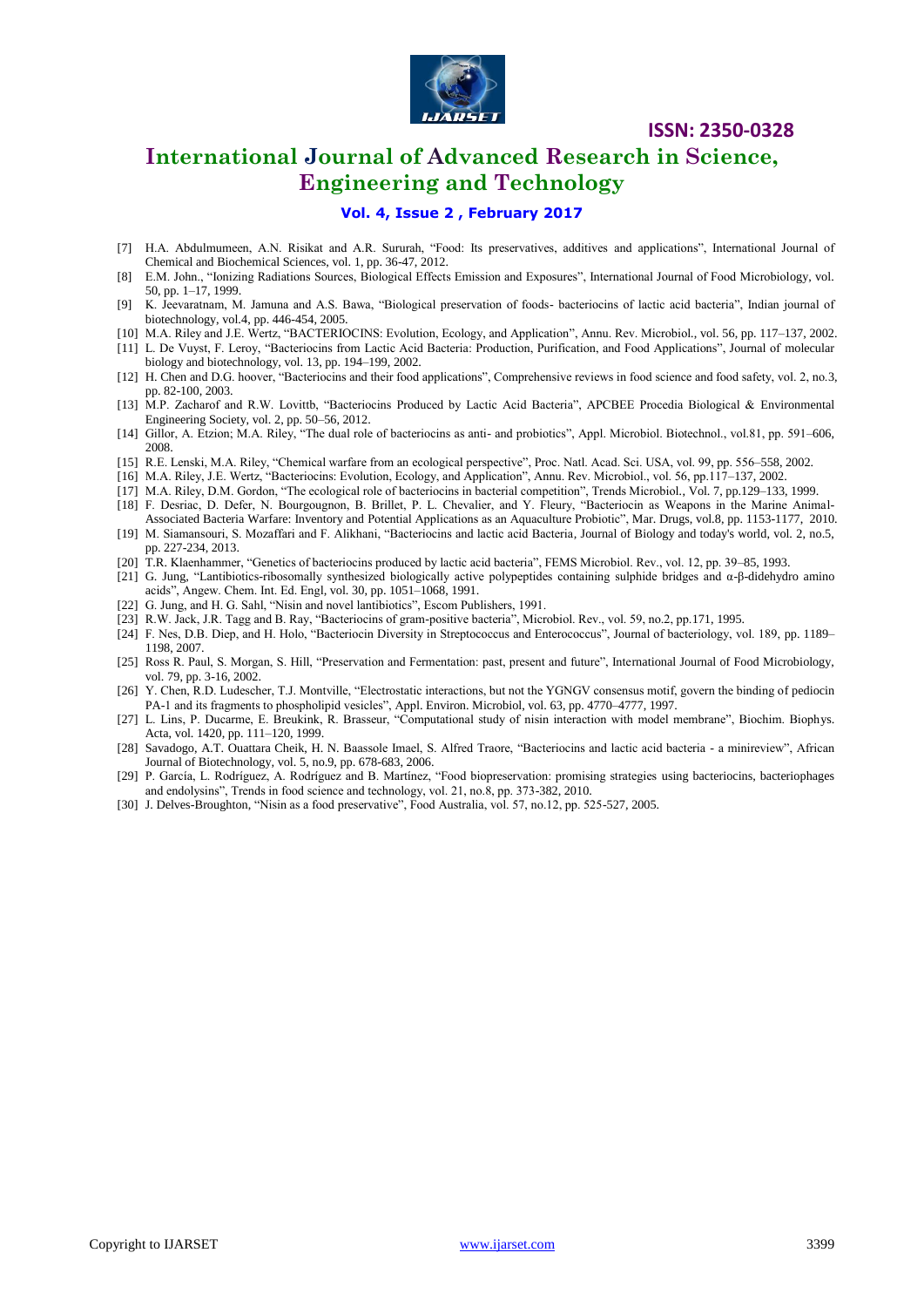- [7] H.A. Abdulmumeen, A.N. Risikat and A.R. Sururah, "Food: Its preservatives, additives and applications", International Journal of Chemical and Biochemical Sciences, vol. 1, pp. 36-47, 2012.
- [8] E.M. John., "Ionizing Radiations Sources, Biological Effects Emission and Exposures", International Journal of Food Microbiology, vol. 50, pp. 1–17, 1999.
- [9] K. Jeevaratnam, M. Jamuna and A.S. Bawa, "Biological preservation of foods- bacteriocins of lactic acid bacteria", Indian journal of biotechnology, vol.4, pp. 446-454, 2005.
- [10] M.A. Riley and J.E. Wertz, "BACTERIOCINS: Evolution, Ecology, and Application", Annu. Rev. Microbiol., vol. 56, pp. 117–137, 2002.
- [11] L. De Vuyst, F. Leroy, "Bacteriocins from Lactic Acid Bacteria: Production, Purification, and Food Applications", Journal of molecular biology and biotechnology, vol. 13, pp. 194–199, 2002.
- [12] H. Chen and D.G. hoover, "Bacteriocins and their food applications", Comprehensive reviews in food science and food safety, vol. 2, no.3, pp. 82-100, 2003.
- [13] M.P. Zacharof and R.W. Lovittb, "Bacteriocins Produced by Lactic Acid Bacteria", APCBEE Procedia Biological & Environmental Engineering Society, vol. 2, pp. 50–56, 2012.
- [14] Gillor, A. Etzion; M.A. Riley, "The dual role of bacteriocins as anti- and probiotics", Appl. Microbiol. Biotechnol., vol.81, pp. 591–606, 2008.
- [15] R.E. Lenski, M.A. Riley, "Chemical warfare from an ecological perspective", Proc. Natl. Acad. Sci. USA, vol. 99, pp. 556–558, 2002.
- [16] M.A. Riley, J.E. Wertz, "Bacteriocins: Evolution, Ecology, and Application", Annu. Rev. Microbiol., vol. 56, pp.117–137, 2002.
- [17] M.A. Riley, D.M. Gordon, "The ecological role of bacteriocins in bacterial competition", Trends Microbiol., Vol. 7, pp.129–133, 1999.
- [18] F. Desriac, D. Defer, N. Bourgougnon, B. Brillet, P. L. Chevalier, and Y. Fleury, "Bacteriocin as Weapons in the Marine Animal-Associated Bacteria Warfare: Inventory and Potential Applications as an Aquaculture Probiotic", Mar. Drugs, vol.8, pp. 1153-1177, 2010.
- [19] M. Siamansouri, S. Mozaffari and F. Alikhani, "Bacteriocins and lactic acid Bacteria, Journal of Biology and today's world, vol. 2, no.5, pp. 227-234, 2013.
- [20] T.R. Klaenhammer, "Genetics of bacteriocins produced by lactic acid bacteria", FEMS Microbiol. Rev., vol. 12, pp. 39–85, 1993.
- [21] G. Jung, "Lantibiotics-ribosomally synthesized biologically active polypeptides containing sulphide bridges and α-β-didehydro amino acids", Angew. Chem. Int. Ed. Engl, vol. 30, pp. 1051–1068, 1991.
- [22] G. Jung, and H. G. Sahl, "Nisin and novel lantibiotics", Escom Publishers, 1991.
- [23] R.W. Jack, J.R. Tagg and B. Ray, "Bacteriocins of gram-positive bacteria", Microbiol. Rev., vol. 59, no.2, pp.171, 1995.
- [24] F. Nes, D.B. Diep, and H. Holo, "Bacteriocin Diversity in Streptococcus and Enterococcus", Journal of bacteriology, vol. 189, pp. 1189–1198, 2007.
- [25] Ross R. Paul, S. Morgan, S. Hill, "Preservation and Fermentation: past, present and future", International Journal of Food Microbiology, vol. 79, pp. 3-16, 2002.
- [26] Y. Chen, R.D. Ludescher, T.J. Montville, "Electrostatic interactions, but not the YGNGV consensus motif, govern the binding of pediocin PA-1 and its fragments to phospholipid vesicles", Appl. Environ. Microbiol, vol. 63, pp. 4770–4777, 1997.
- [27] L. Lins, P. Ducarme, E. Breukink, R. Brasseur, "Computational study of nisin interaction with model membrane", Biochim. Biophys. Acta, vol. 1420, pp. 111–120, 1999.
- [28] Savadogo, A.T. Ouattara Cheik, H. N. Baassole Imael, S. Alfred Traore, "Bacteriocins and lactic acid bacteria - a minireview", African Journal of Biotechnology, vol. 5, no.9, pp. 678-683, 2006.
- [29] P. García, L. Rodríguez, A. Rodríguez and B. Martínez, "Food biopreservation: promising strategies using bacteriocins, bacteriophages and endolysins", Trends in food science and technology, vol. 21, no.8, pp. 373-382, 2010.
- [30] J. Delves-Broughton, "Nisin as a food preservative", Food Australia, vol. 57, no.12, pp. 525-527, 2005.